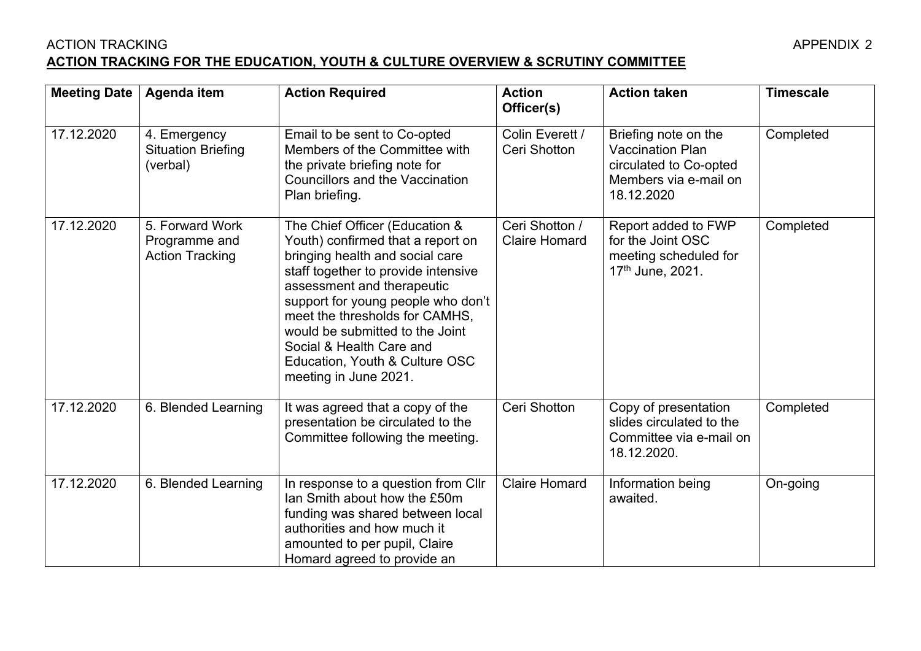ACTION TRACKING APPENDIX 2

**ACTION TRACKING FOR THE EDUCATION, YOUTH & CULTURE OVERVIEW & SCRUTINY COMMITTEE**

| Meeting Date | Agenda item | Action Required | Action Officer(s) | Action taken | Timescale |
|---|---|---|---|---|---|
| 17.12.2020 | 4. Emergency Situation Briefing (verbal) | Email to be sent to Co-opted Members of the Committee with the private briefing note for Councillors and the Vaccination Plan briefing. | Colin Everett / Ceri Shotton | Briefing note on the Vaccination Plan circulated to Co-opted Members via e-mail on 18.12.2020 | Completed |
| 17.12.2020 | 5. Forward Work Programme and Action Tracking | The Chief Officer (Education & Youth) confirmed that a report on bringing health and social care staff together to provide intensive assessment and therapeutic support for young people who don't meet the thresholds for CAMHS, would be submitted to the Joint Social & Health Care and Education, Youth & Culture OSC meeting in June 2021. | Ceri Shotton / Claire Homard | Report added to FWP for the Joint OSC meeting scheduled for 17th June, 2021. | Completed |
| 17.12.2020 | 6. Blended Learning | It was agreed that a copy of the presentation be circulated to the Committee following the meeting. | Ceri Shotton | Copy of presentation slides circulated to the Committee via e-mail on 18.12.2020. | Completed |
| 17.12.2020 | 6. Blended Learning | In response to a question from Cllr Ian Smith about how the £50m funding was shared between local authorities and how much it amounted to per pupil, Claire Homard agreed to provide an | Claire Homard | Information being awaited. | On-going |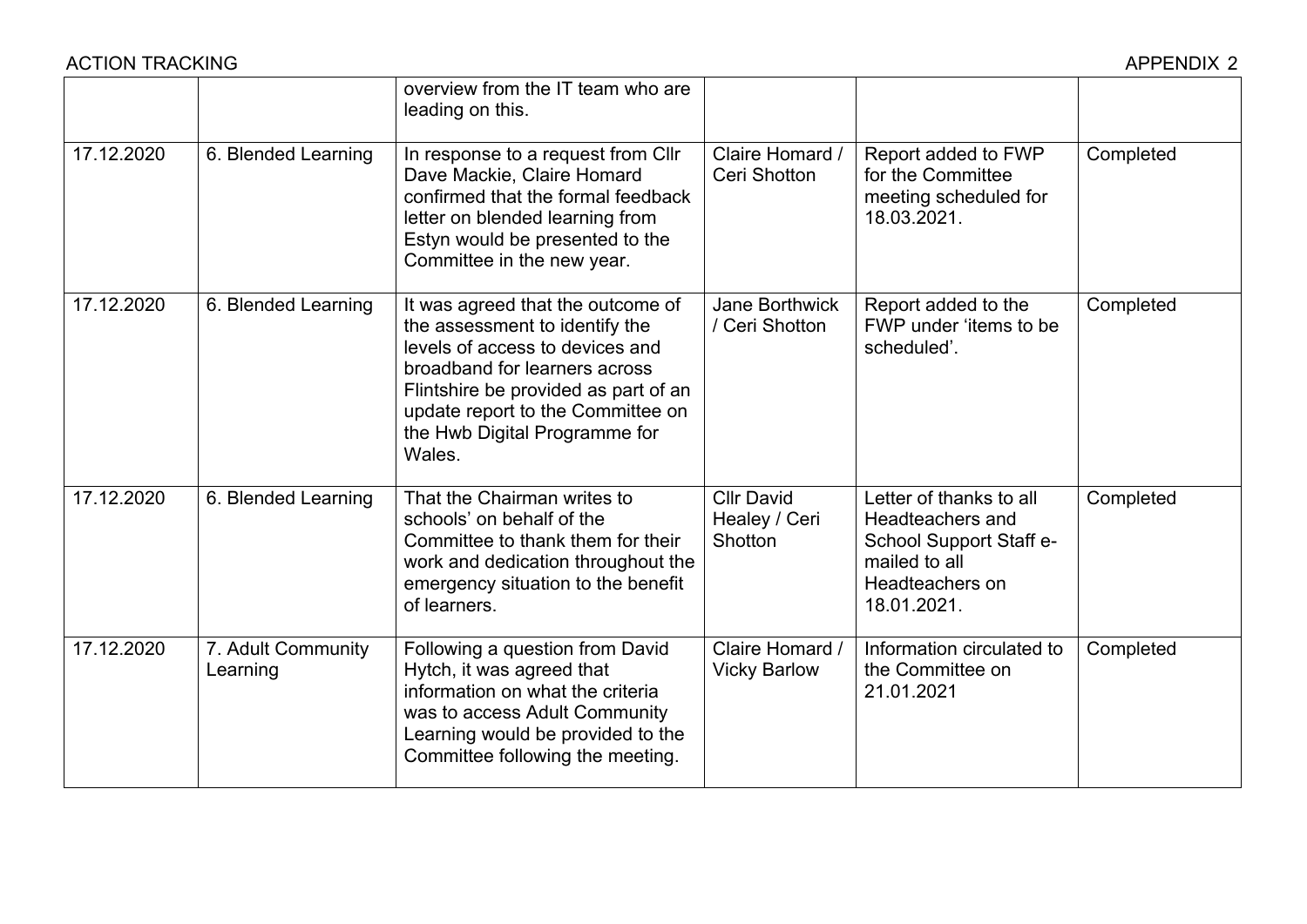| | | overview from the IT team who are leading on this. | | | |
|---|---|---|---|---|---|
| 17.12.2020 | 6. Blended Learning | In response to a request from Cllr Dave Mackie, Claire Homard confirmed that the formal feedback letter on blended learning from Estyn would be presented to the Committee in the new year. | Claire Homard / Ceri Shotton | Report added to FWP for the Committee meeting scheduled for 18.03.2021. | Completed |
| 17.12.2020 | 6. Blended Learning | It was agreed that the outcome of the assessment to identify the levels of access to devices and broadband for learners across Flintshire be provided as part of an update report to the Committee on the Hwb Digital Programme for Wales. | Jane Borthwick / Ceri Shotton | Report added to the FWP under 'items to be scheduled'. | Completed |
| 17.12.2020 | 6. Blended Learning | That the Chairman writes to schools' on behalf of the Committee to thank them for their work and dedication throughout the emergency situation to the benefit of learners. | Cllr David Healey / Ceri Shotton | Letter of thanks to all Headteachers and School Support Staff e-mailed to all Headteachers on 18.01.2021. | Completed |
| 17.12.2020 | 7. Adult Community Learning | Following a question from David Hytch, it was agreed that information on what the criteria was to access Adult Community Learning would be provided to the Committee following the meeting. | Claire Homard / Vicky Barlow | Information circulated to the Committee on 21.01.2021 | Completed |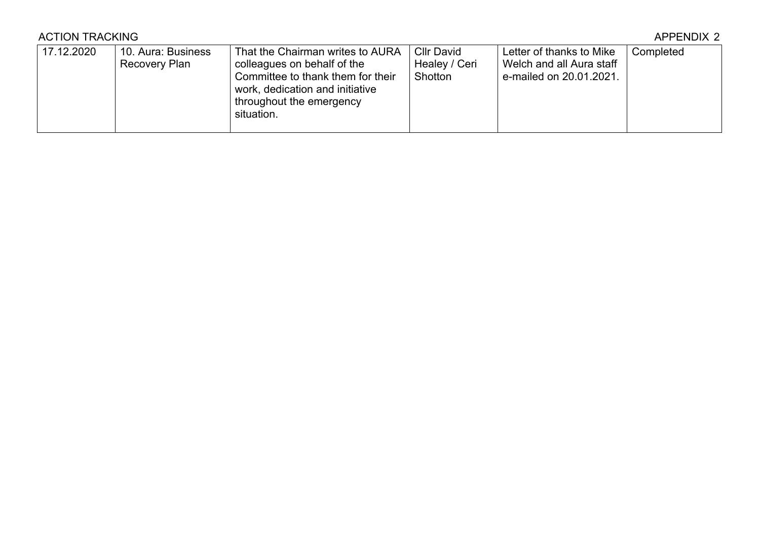ACTION TRACKING

APPENDIX 2

| | | | | | |
|---|---|---|---|---|---|
| 17.12.2020 | 10. Aura: Business Recovery Plan | That the Chairman writes to AURA colleagues on behalf of the Committee to thank them for their work, dedication and initiative throughout the emergency situation. | Cllr David Healey / Ceri Shotton | Letter of thanks to Mike Welch and all Aura staff e-mailed on 20.01.2021. | Completed |